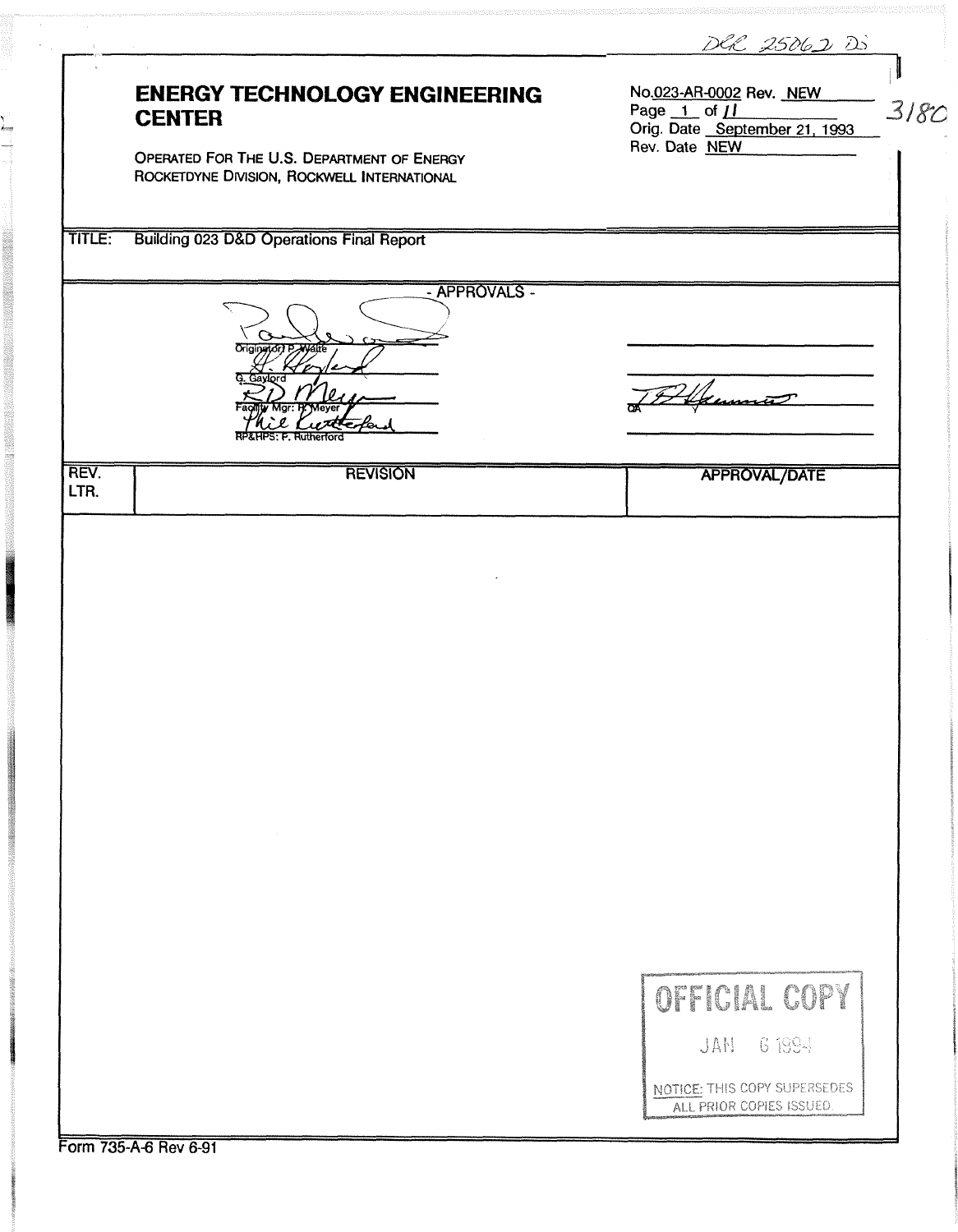DCC 25062 DS

3180

# ENERGY TECHNOLOGY ENGINEERING CENTER

OPERATED FOR THE U.S. DEPARTMENT OF ENERGY
ROCKETDYNE DIVISION, ROCKWELL INTERNATIONAL

No. 023-AR-0002 Rev. NEW
Page 1 of 11
Orig. Date September 21, 1993
Rev. Date NEW

TITLE: Building 023 D&D Operations Final Report

- APPROVALS -

| | |
|---|---|
| Originator: P. Waite | |
| G. Gaylord | |
| Facility Mgr: R. Meyer | QA |
| RP&HPS: P. Rutherford | |

| REV. LTR. | REVISION | APPROVAL/DATE |
|---|---|---|
| | | |

OFFICIAL COPY
JAN 6 1994
NOTICE: THIS COPY SUPERSEDES ALL PRIOR COPIES ISSUED

Form 735-A-6 Rev 6-91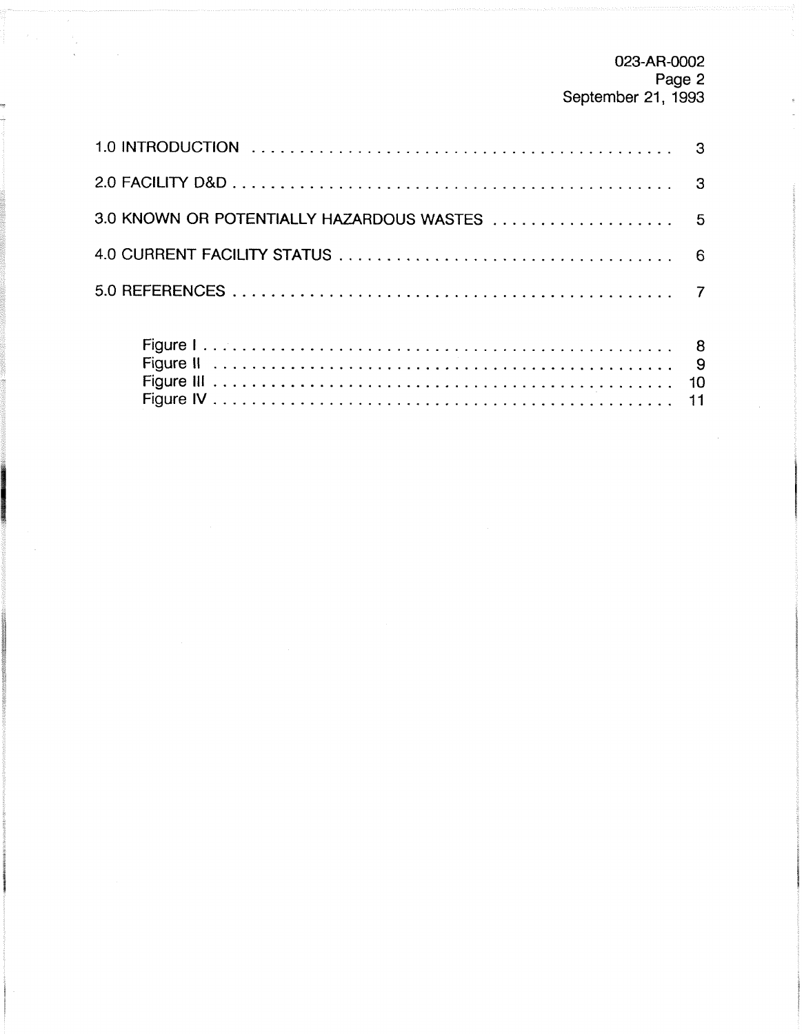| | |
|---|---|
| 1.0 INTRODUCTION | 3 |
| 2.0 FACILITY D&D | 3 |
| 3.0 KNOWN OR POTENTIALLY HAZARDOUS WASTES | 5 |
| 4.0 CURRENT FACILITY STATUS | 6 |
| 5.0 REFERENCES | 7 |
| Figure I | 8 |
| Figure II | 9 |
| Figure III | 10 |
| Figure IV | 11 |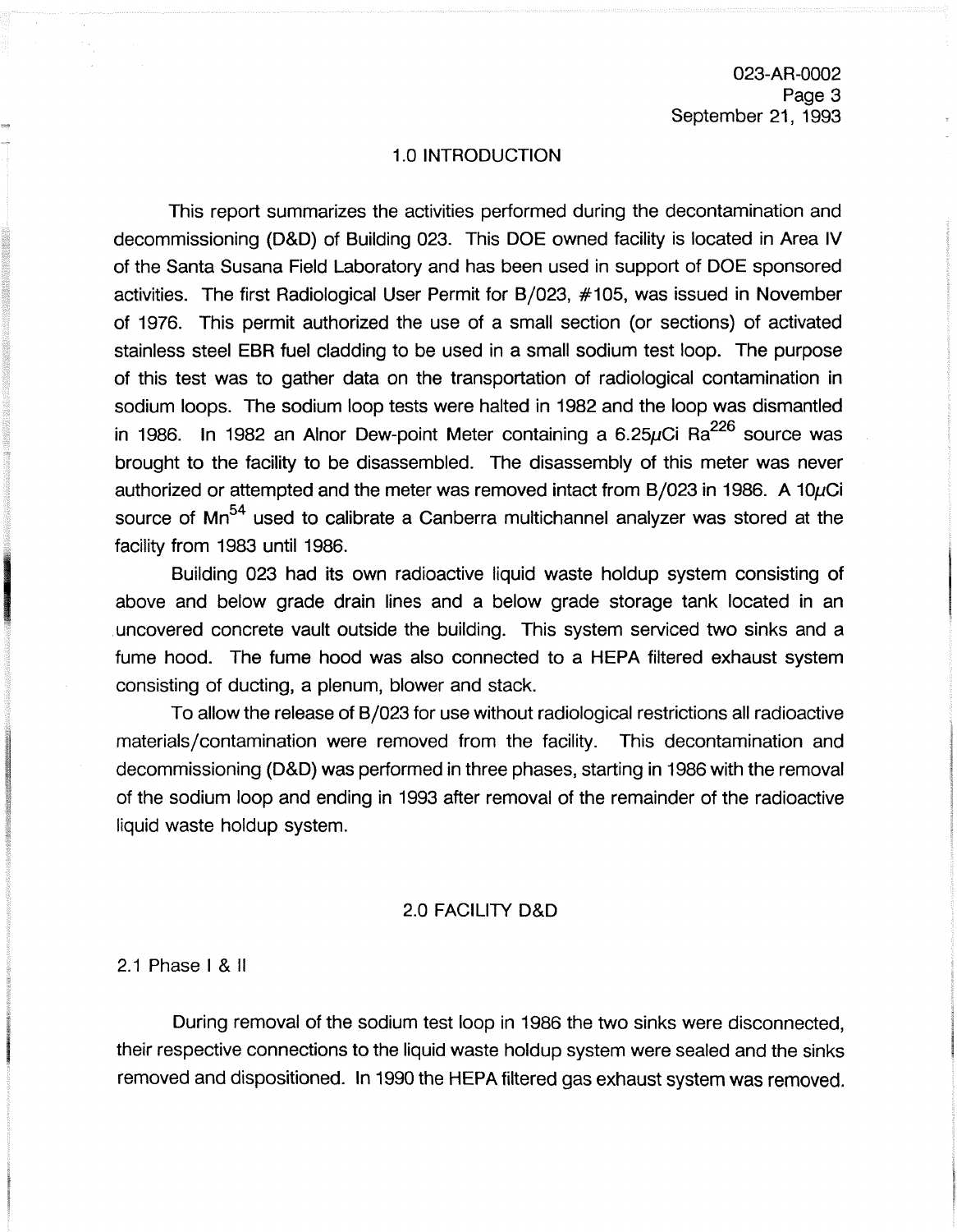## 1.0 INTRODUCTION

This report summarizes the activities performed during the decontamination and decommissioning (D&D) of Building 023. This DOE owned facility is located in Area IV of the Santa Susana Field Laboratory and has been used in support of DOE sponsored activities. The first Radiological User Permit for B/023, #105, was issued in November of 1976. This permit authorized the use of a small section (or sections) of activated stainless steel EBR fuel cladding to be used in a small sodium test loop. The purpose of this test was to gather data on the transportation of radiological contamination in sodium loops. The sodium loop tests were halted in 1982 and the loop was dismantled in 1986. In 1982 an Alnor Dew-point Meter containing a 6.25$\mu$Ci $Ra^{226}$ source was brought to the facility to be disassembled. The disassembly of this meter was never authorized or attempted and the meter was removed intact from B/023 in 1986. A 10$\mu$Ci source of $Mn^{54}$ used to calibrate a Canberra multichannel analyzer was stored at the facility from 1983 until 1986.

Building 023 had its own radioactive liquid waste holdup system consisting of above and below grade drain lines and a below grade storage tank located in an uncovered concrete vault outside the building. This system serviced two sinks and a fume hood. The fume hood was also connected to a HEPA filtered exhaust system consisting of ducting, a plenum, blower and stack.

To allow the release of B/023 for use without radiological restrictions all radioactive materials/contamination were removed from the facility. This decontamination and decommissioning (D&D) was performed in three phases, starting in 1986 with the removal of the sodium loop and ending in 1993 after removal of the remainder of the radioactive liquid waste holdup system.

## 2.0 FACILITY D&D

### 2.1 Phase I & II

During removal of the sodium test loop in 1986 the two sinks were disconnected, their respective connections to the liquid waste holdup system were sealed and the sinks removed and dispositioned. In 1990 the HEPA filtered gas exhaust system was removed.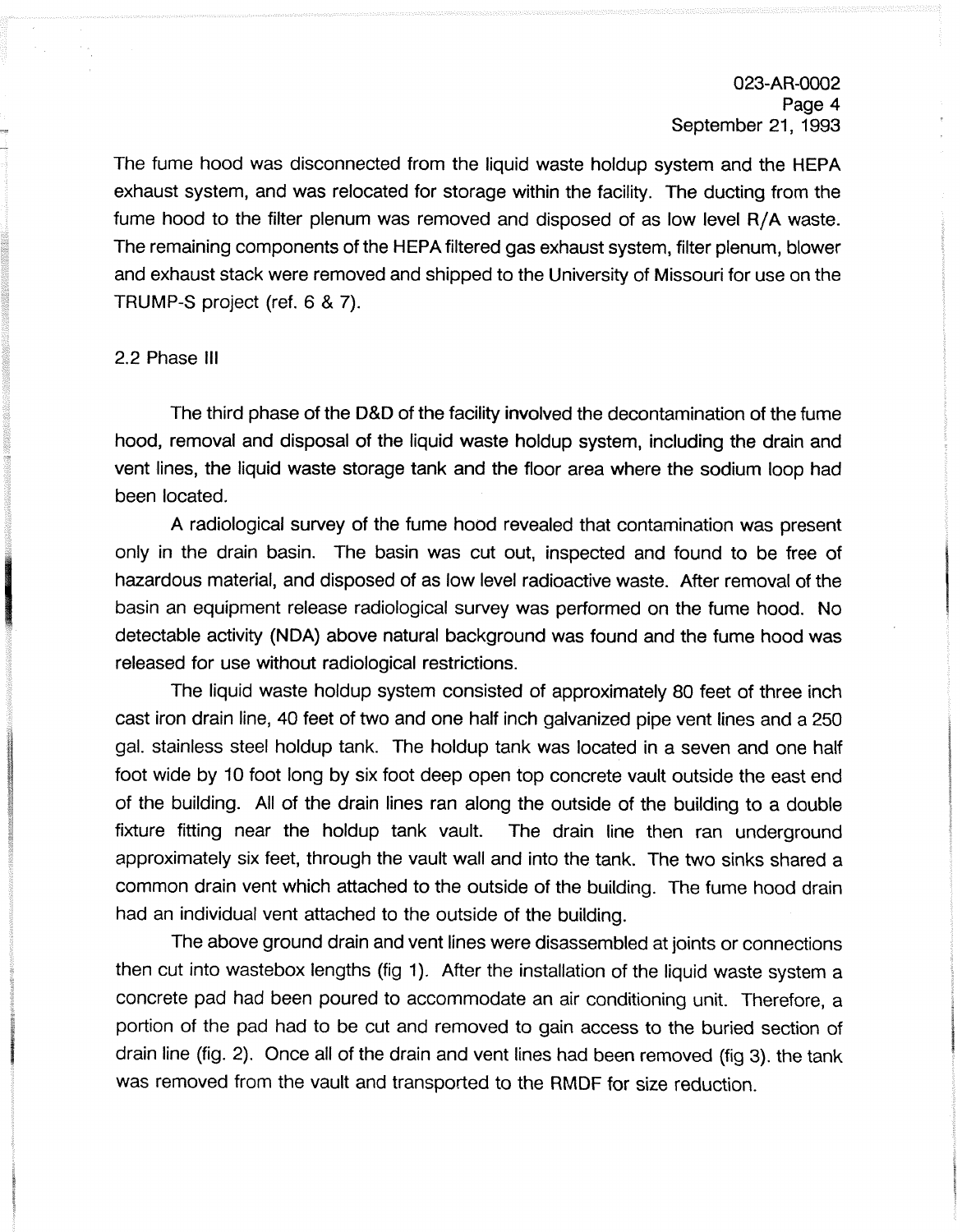The fume hood was disconnected from the liquid waste holdup system and the HEPA exhaust system, and was relocated for storage within the facility. The ducting from the fume hood to the filter plenum was removed and disposed of as low level R/A waste. The remaining components of the HEPA filtered gas exhaust system, filter plenum, blower and exhaust stack were removed and shipped to the University of Missouri for use on the TRUMP-S project (ref. 6 & 7).

## 2.2 Phase III

The third phase of the D&D of the facility involved the decontamination of the fume hood, removal and disposal of the liquid waste holdup system, including the drain and vent lines, the liquid waste storage tank and the floor area where the sodium loop had been located.

A radiological survey of the fume hood revealed that contamination was present only in the drain basin. The basin was cut out, inspected and found to be free of hazardous material, and disposed of as low level radioactive waste. After removal of the basin an equipment release radiological survey was performed on the fume hood. No detectable activity (NDA) above natural background was found and the fume hood was released for use without radiological restrictions.

The liquid waste holdup system consisted of approximately 80 feet of three inch cast iron drain line, 40 feet of two and one half inch galvanized pipe vent lines and a 250 gal. stainless steel holdup tank. The holdup tank was located in a seven and one half foot wide by 10 foot long by six foot deep open top concrete vault outside the east end of the building. All of the drain lines ran along the outside of the building to a double fixture fitting near the holdup tank vault. The drain line then ran underground approximately six feet, through the vault wall and into the tank. The two sinks shared a common drain vent which attached to the outside of the building. The fume hood drain had an individual vent attached to the outside of the building.

The above ground drain and vent lines were disassembled at joints or connections then cut into wastebox lengths (fig 1). After the installation of the liquid waste system a concrete pad had been poured to accommodate an air conditioning unit. Therefore, a portion of the pad had to be cut and removed to gain access to the buried section of drain line (fig. 2). Once all of the drain and vent lines had been removed (fig 3). the tank was removed from the vault and transported to the RMDF for size reduction.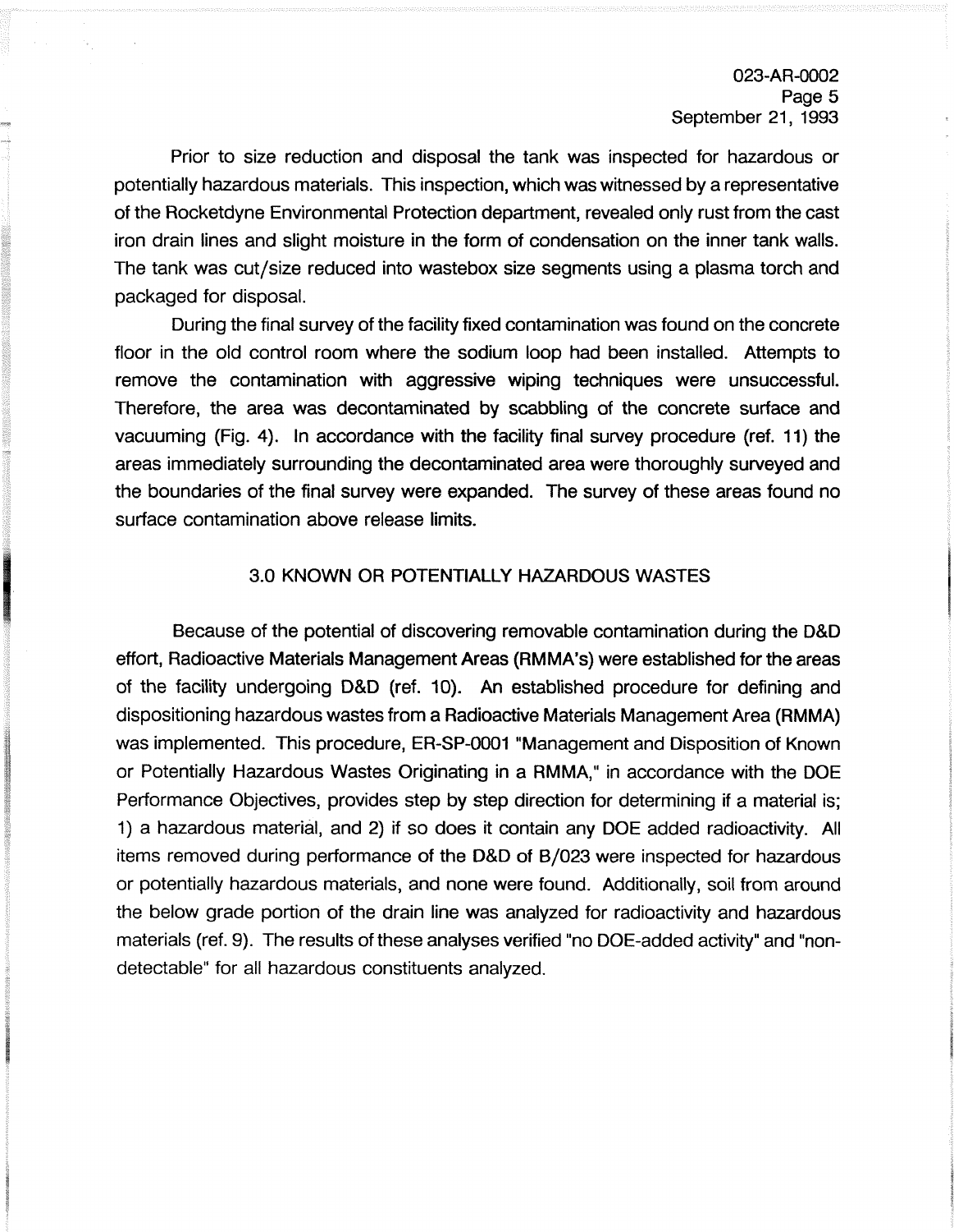Prior to size reduction and disposal the tank was inspected for hazardous or potentially hazardous materials. This inspection, which was witnessed by a representative of the Rocketdyne Environmental Protection department, revealed only rust from the cast iron drain lines and slight moisture in the form of condensation on the inner tank walls. The tank was cut/size reduced into wastebox size segments using a plasma torch and packaged for disposal.

During the final survey of the facility fixed contamination was found on the concrete floor in the old control room where the sodium loop had been installed. Attempts to remove the contamination with aggressive wiping techniques were unsuccessful. Therefore, the area was decontaminated by scabbling of the concrete surface and vacuuming (Fig. 4). In accordance with the facility final survey procedure (ref. 11) the areas immediately surrounding the decontaminated area were thoroughly surveyed and the boundaries of the final survey were expanded. The survey of these areas found no surface contamination above release limits.

## 3.0 KNOWN OR POTENTIALLY HAZARDOUS WASTES

Because of the potential of discovering removable contamination during the D&D effort, Radioactive Materials Management Areas (RMMA's) were established for the areas of the facility undergoing D&D (ref. 10). An established procedure for defining and dispositioning hazardous wastes from a Radioactive Materials Management Area (RMMA) was implemented. This procedure, ER-SP-0001 "Management and Disposition of Known or Potentially Hazardous Wastes Originating in a RMMA," in accordance with the DOE Performance Objectives, provides step by step direction for determining if a material is; 1) a hazardous material, and 2) if so does it contain any DOE added radioactivity. All items removed during performance of the D&D of B/023 were inspected for hazardous or potentially hazardous materials, and none were found. Additionally, soil from around the below grade portion of the drain line was analyzed for radioactivity and hazardous materials (ref. 9). The results of these analyses verified "no DOE-added activity" and "non-detectable" for all hazardous constituents analyzed.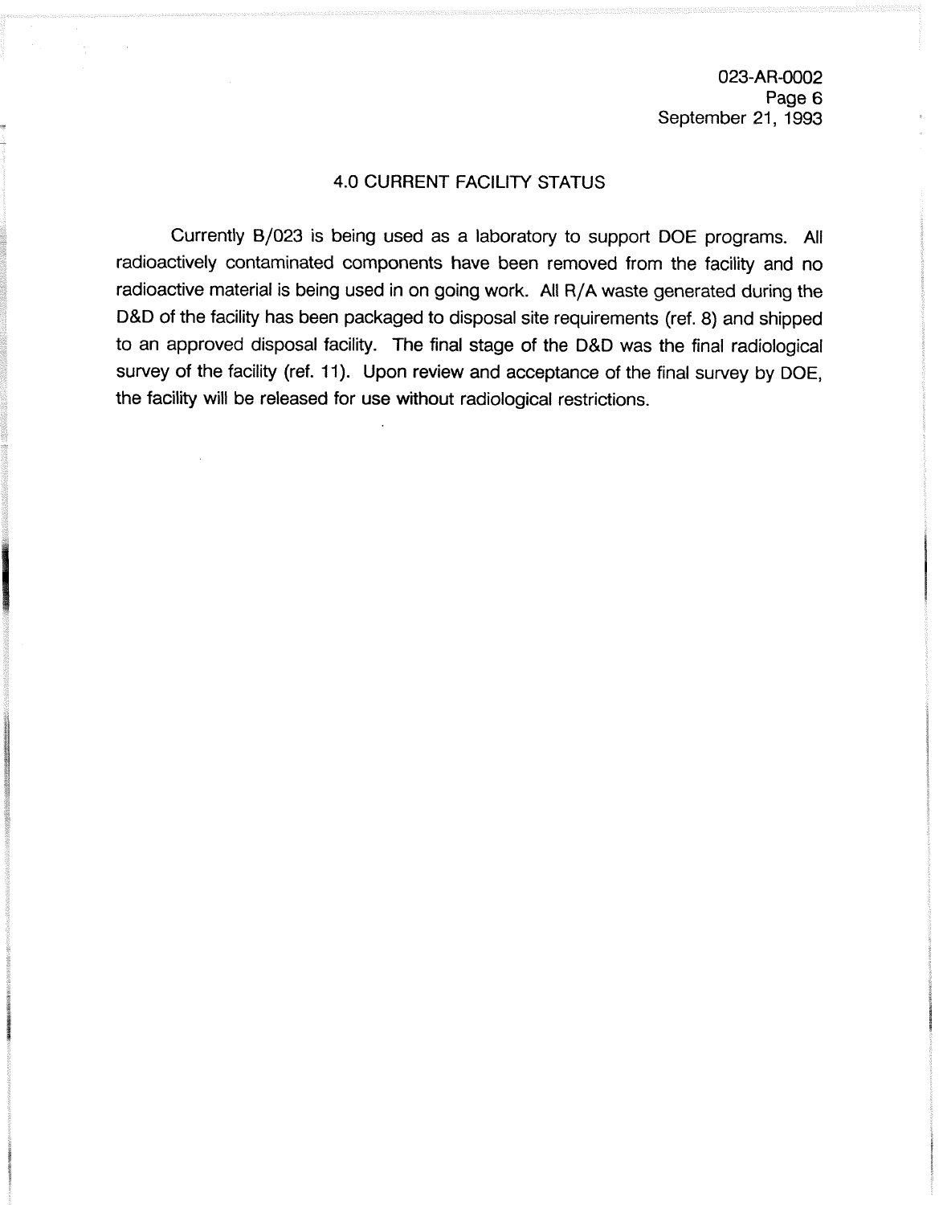## 4.0 CURRENT FACILITY STATUS

Currently B/023 is being used as a laboratory to support DOE programs. All radioactively contaminated components have been removed from the facility and no radioactive material is being used in on going work. All R/A waste generated during the D&D of the facility has been packaged to disposal site requirements (ref. 8) and shipped to an approved disposal facility. The final stage of the D&D was the final radiological survey of the facility (ref. 11). Upon review and acceptance of the final survey by DOE, the facility will be released for use without radiological restrictions.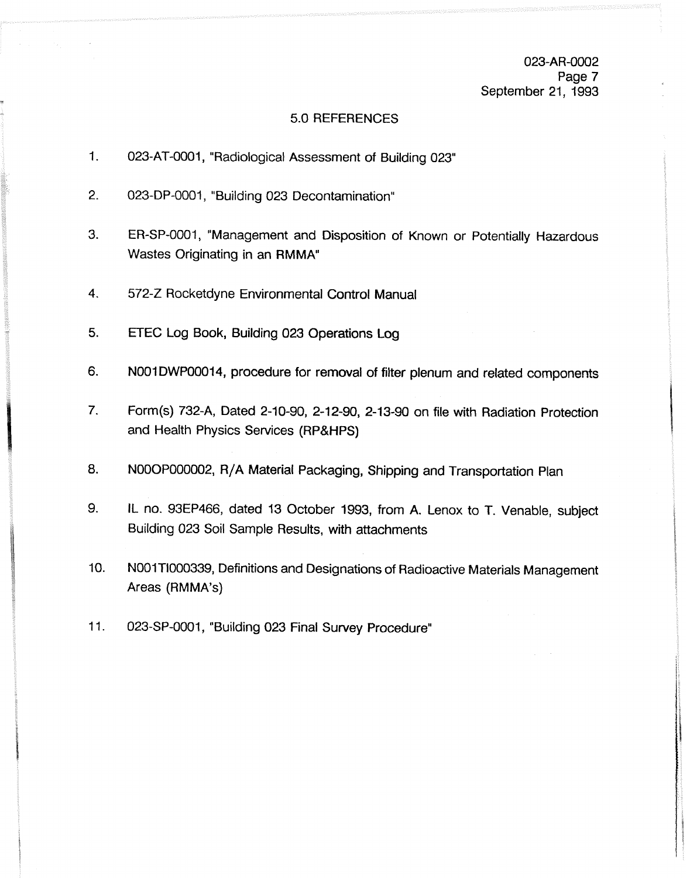## 5.0 REFERENCES

1. 023-AT-0001, "Radiological Assessment of Building 023"

2. 023-DP-0001, "Building 023 Decontamination"

3. ER-SP-0001, "Management and Disposition of Known or Potentially Hazardous Wastes Originating in an RMMA"

4. 572-Z Rocketdyne Environmental Control Manual

5. ETEC Log Book, Building 023 Operations Log

6. N001DWP00014, procedure for removal of filter plenum and related components

7. Form(s) 732-A, Dated 2-10-90, 2-12-90, 2-13-90 on file with Radiation Protection and Health Physics Services (RP&HPS)

8. N00OP000002, R/A Material Packaging, Shipping and Transportation Plan

9. IL no. 93EP466, dated 13 October 1993, from A. Lenox to T. Venable, subject Building 023 Soil Sample Results, with attachments

10. N001TI000339, Definitions and Designations of Radioactive Materials Management Areas (RMMA's)

11. 023-SP-0001, "Building 023 Final Survey Procedure"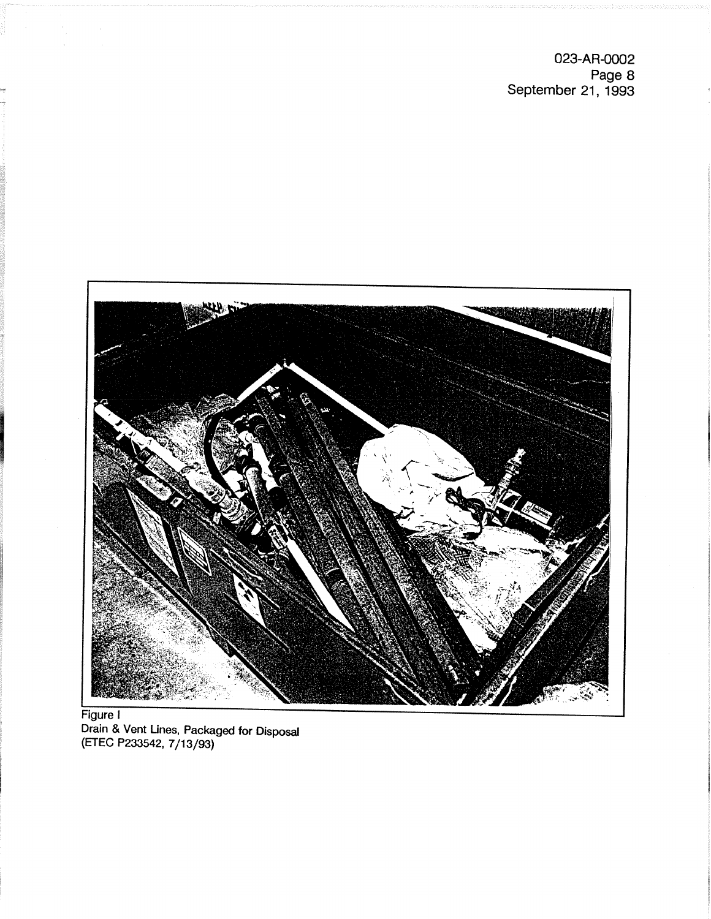Figure I
Drain & Vent Lines, Packaged for Disposal
(ETEC P233542, 7/13/93)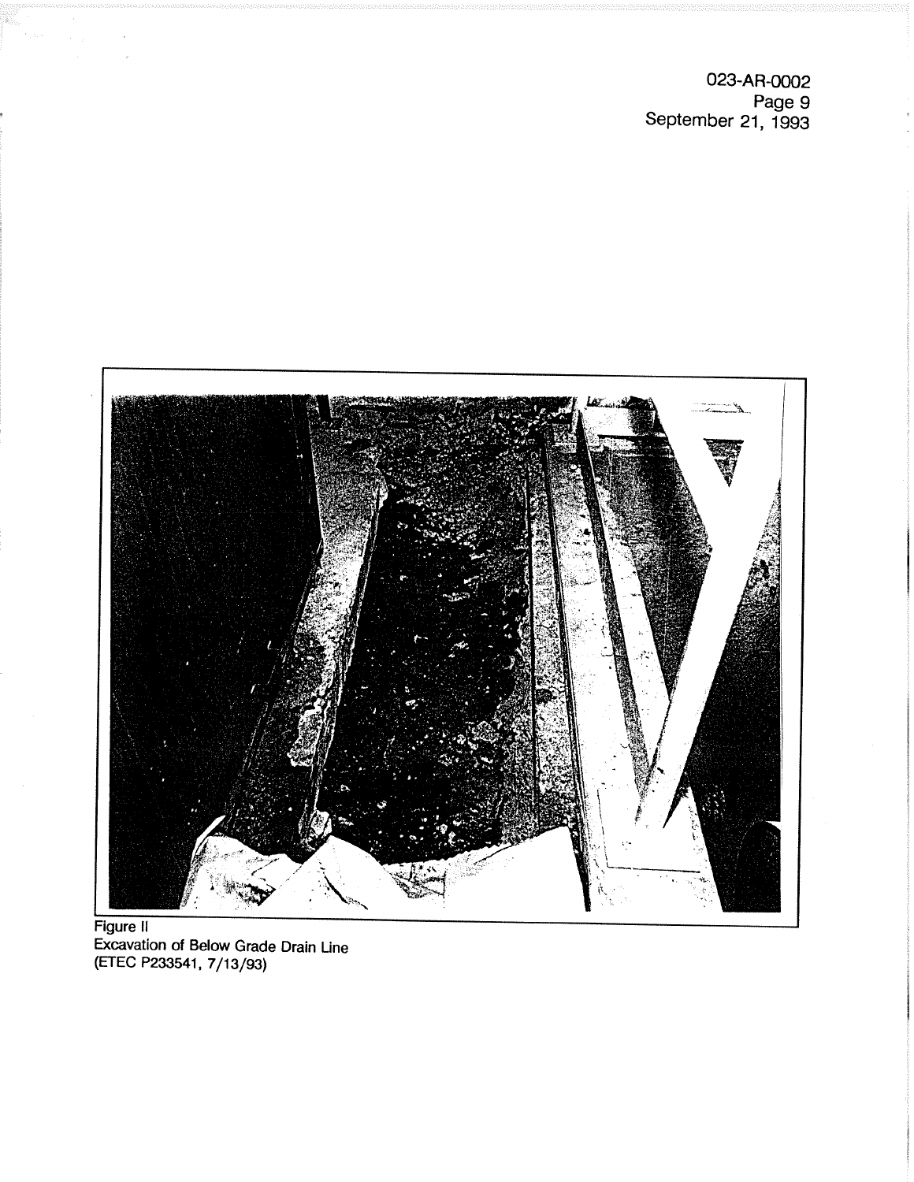Figure II
Excavation of Below Grade Drain Line
(ETEC P233541, 7/13/93)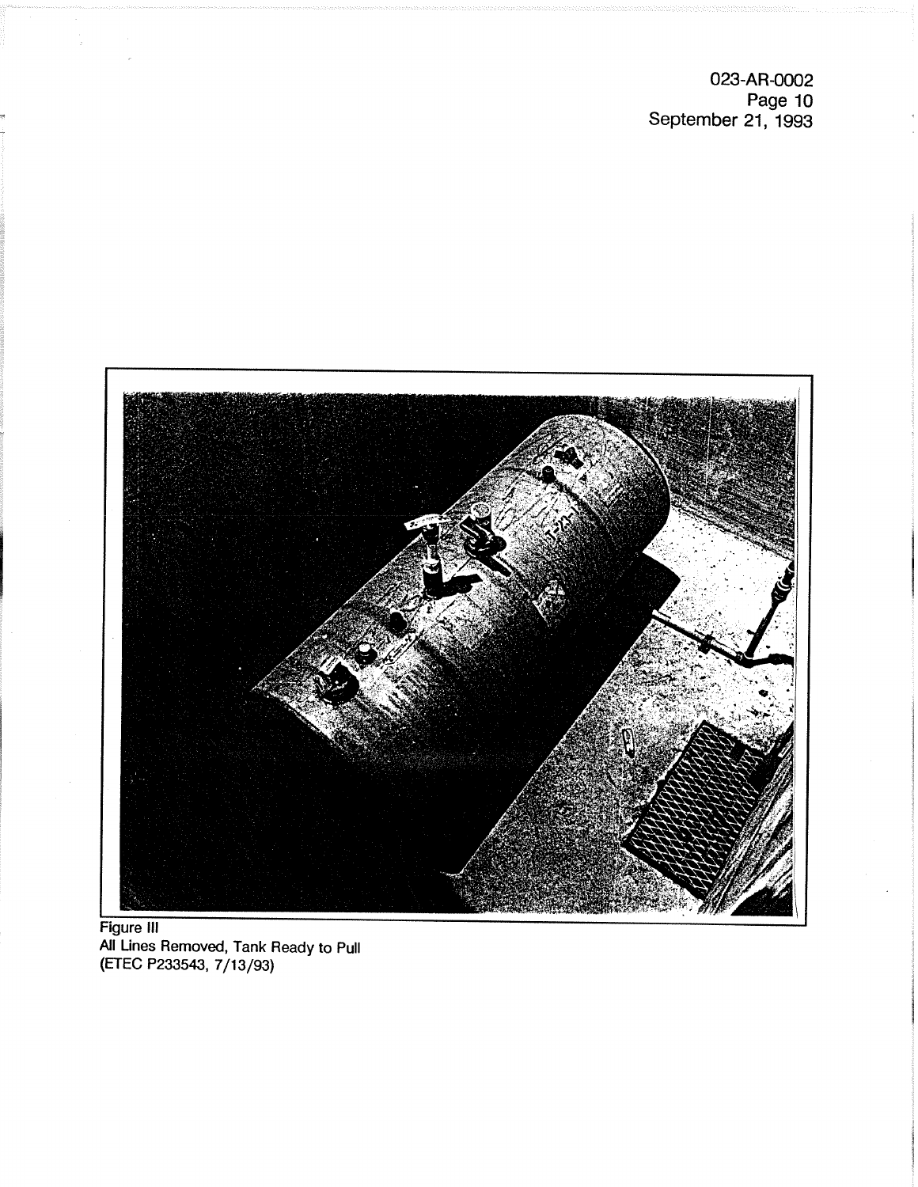Figure III
All Lines Removed, Tank Ready to Pull
(ETEC P233543, 7/13/93)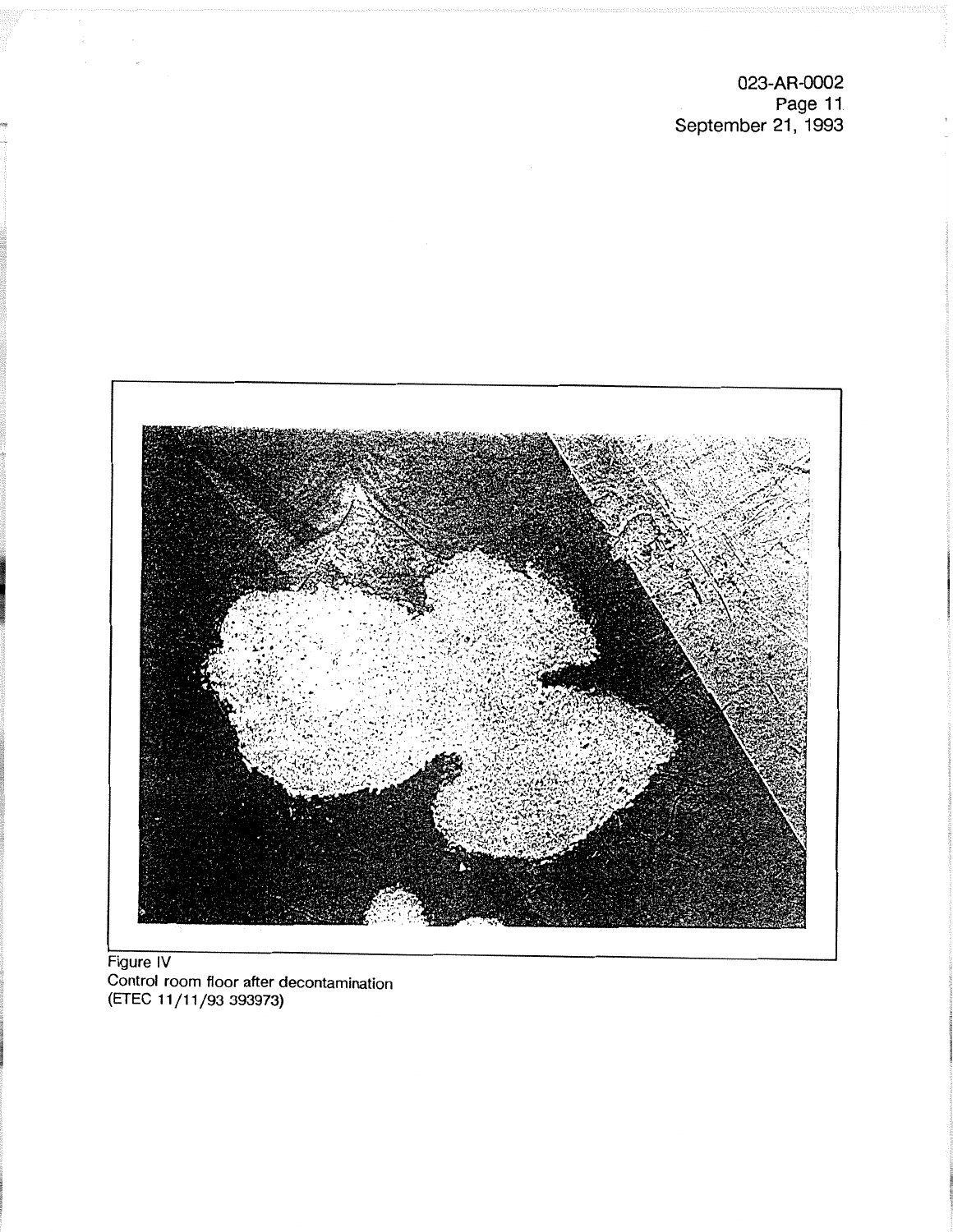Figure IV
Control room floor after decontamination
(ETEC 11/11/93 393973)